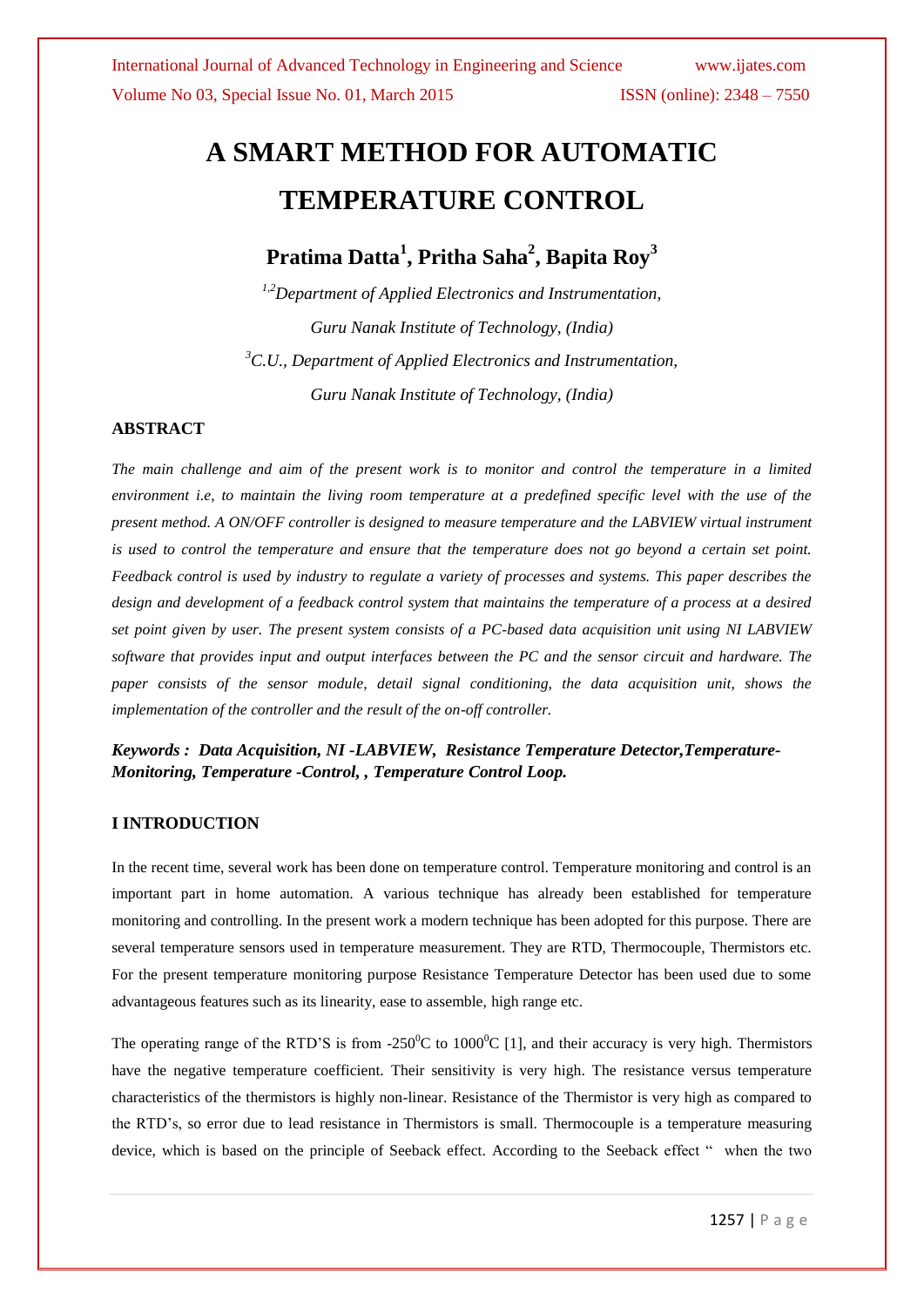# A SMART METHOD FOR AUTOMATIC TEMPERATURE CONTROL

**Pratima Datta[1], Pritha Saha[2], Bapita Roy[3]**

*[1,2]Department of Applied Electronics and Instrumentation,*

*Guru Nanak Institute of Technology, (India)*

*[3]C.U., Department of Applied Electronics and Instrumentation,*

*Guru Nanak Institute of Technology, (India)*

## ABSTRACT

*The main challenge and aim of the present work is to monitor and control the temperature in a limited environment i.e, to maintain the living room temperature at a predefined specific level with the use of the present method. A ON/OFF controller is designed to measure temperature and the LABVIEW virtual instrument is used to control the temperature and ensure that the temperature does not go beyond a certain set point. Feedback control is used by industry to regulate a variety of processes and systems. This paper describes the design and development of a feedback control system that maintains the temperature of a process at a desired set point given by user. The present system consists of a PC-based data acquisition unit using NI LABVIEW software that provides input and output interfaces between the PC and the sensor circuit and hardware. The paper consists of the sensor module, detail signal conditioning, the data acquisition unit, shows the implementation of the controller and the result of the on-off controller.*

***Keywords : Data Acquisition, NI -LABVIEW, Resistance Temperature Detector,Temperature-Monitoring, Temperature -Control, , Temperature Control Loop.***

## I INTRODUCTION

In the recent time, several work has been done on temperature control. Temperature monitoring and control is an important part in home automation. A various technique has already been established for temperature monitoring and controlling. In the present work a modern technique has been adopted for this purpose. There are several temperature sensors used in temperature measurement. They are RTD, Thermocouple, Thermistors etc. For the present temperature monitoring purpose Resistance Temperature Detector has been used due to some advantageous features such as its linearity, ease to assemble, high range etc.

The operating range of the RTD'S is from -250$^0$C to 1000$^0$C [1], and their accuracy is very high. Thermistors have the negative temperature coefficient. Their sensitivity is very high. The resistance versus temperature characteristics of the thermistors is highly non-linear. Resistance of the Thermistor is very high as compared to the RTD's, so error due to lead resistance in Thermistors is small. Thermocouple is a temperature measuring device, which is based on the principle of Seeback effect. According to the Seeback effect " when the two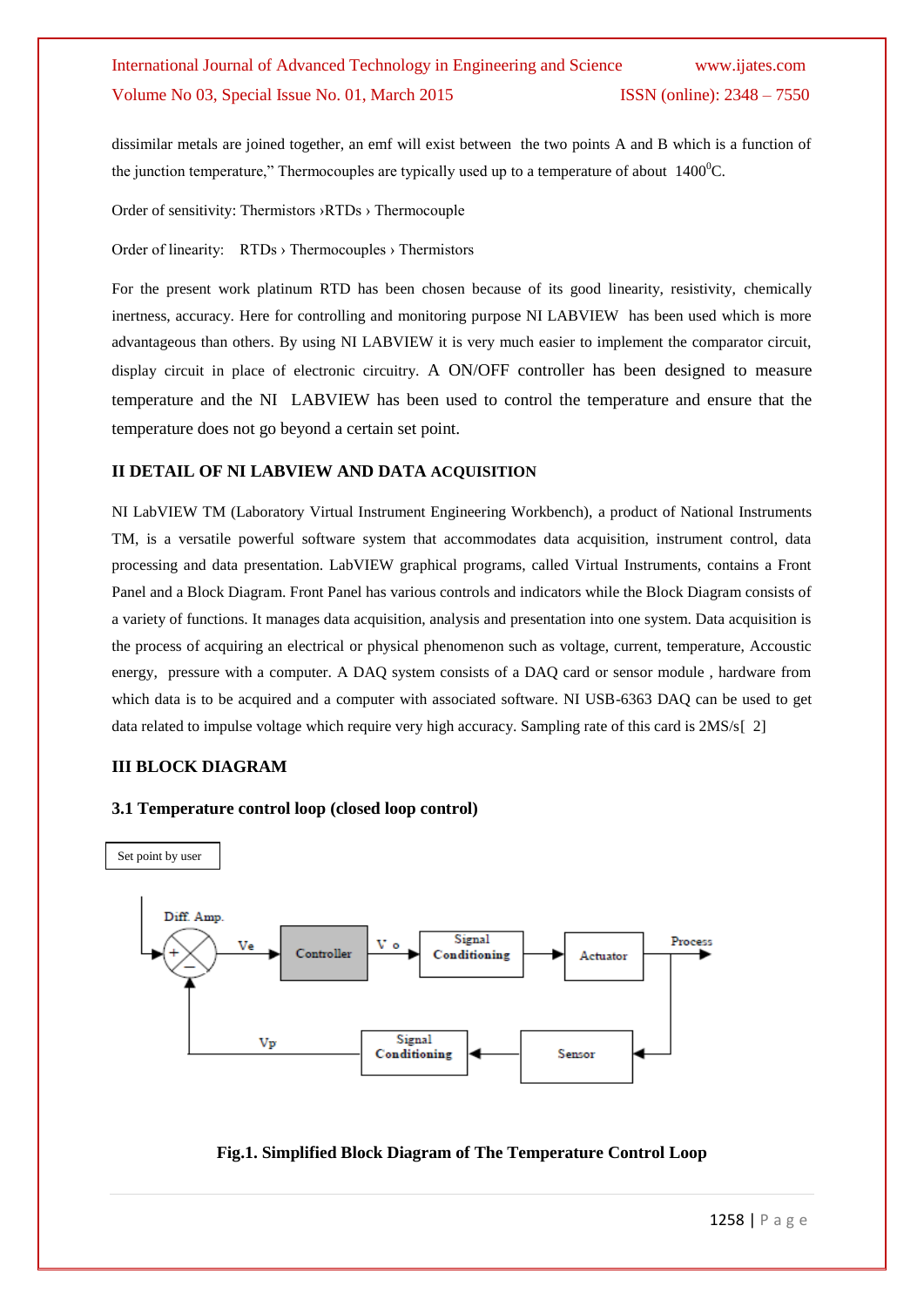dissimilar metals are joined together, an emf will exist between the two points A and B which is a function of the junction temperature," Thermocouples are typically used up to a temperature of about 1400$^0$C.

Order of sensitivity: Thermistors ›RTDs › Thermocouple

Order of linearity: RTDs › Thermocouples › Thermistors

For the present work platinum RTD has been chosen because of its good linearity, resistivity, chemically inertness, accuracy. Here for controlling and monitoring purpose NI LABVIEW has been used which is more advantageous than others. By using NI LABVIEW it is very much easier to implement the comparator circuit, display circuit in place of electronic circuitry. A ON/OFF controller has been designed to measure temperature and the NI LABVIEW has been used to control the temperature and ensure that the temperature does not go beyond a certain set point.

## II DETAIL OF NI LABVIEW AND DATA ACQUISITION

NI LabVIEW TM (Laboratory Virtual Instrument Engineering Workbench), a product of National Instruments TM, is a versatile powerful software system that accommodates data acquisition, instrument control, data processing and data presentation. LabVIEW graphical programs, called Virtual Instruments, contains a Front Panel and a Block Diagram. Front Panel has various controls and indicators while the Block Diagram consists of a variety of functions. It manages data acquisition, analysis and presentation into one system. Data acquisition is the process of acquiring an electrical or physical phenomenon such as voltage, current, temperature, Accoustic energy, pressure with a computer. A DAQ system consists of a DAQ card or sensor module , hardware from which data is to be acquired and a computer with associated software. NI USB-6363 DAQ can be used to get data related to impulse voltage which require very high accuracy. Sampling rate of this card is 2MS/s[ 2]

## III BLOCK DIAGRAM

### 3.1 Temperature control loop (closed loop control)

Set point by user

Diff. Amp. — Ve — Controller — V o — Signal Conditioning — Actuator — Process

Sensor — Signal Conditioning — Vp

**Fig.1. Simplified Block Diagram of The Temperature Control Loop**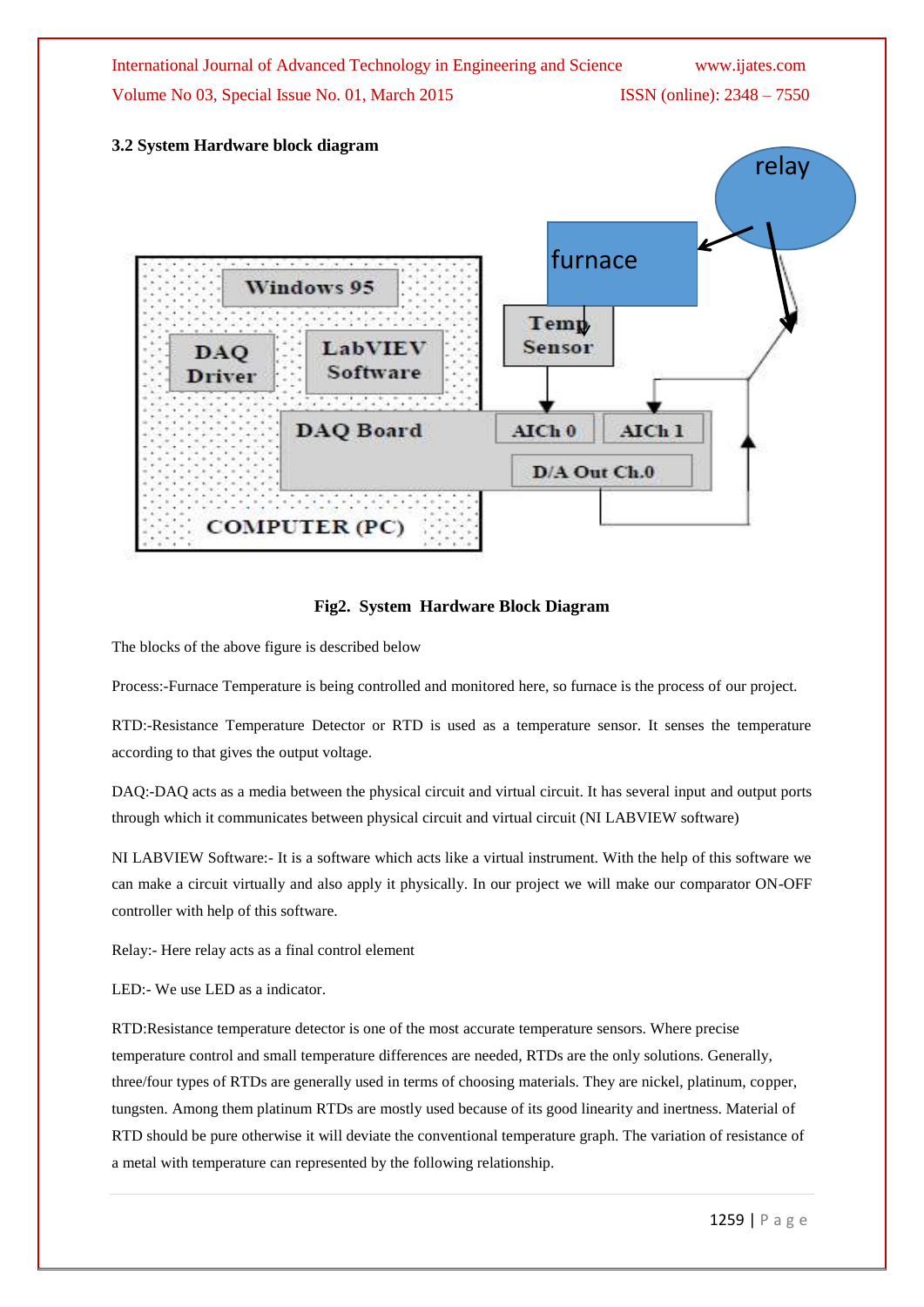### 3.2 System Hardware block diagram

Fig2. System Hardware Block Diagram

The blocks of the above figure is described below

Process:-Furnace Temperature is being controlled and monitored here, so furnace is the process of our project.

RTD:-Resistance Temperature Detector or RTD is used as a temperature sensor. It senses the temperature according to that gives the output voltage.

DAQ:-DAQ acts as a media between the physical circuit and virtual circuit. It has several input and output ports through which it communicates between physical circuit and virtual circuit (NI LABVIEW software)

NI LABVIEW Software:- It is a software which acts like a virtual instrument. With the help of this software we can make a circuit virtually and also apply it physically. In our project we will make our comparator ON-OFF controller with help of this software.

Relay:- Here relay acts as a final control element

LED:- We use LED as a indicator.

RTD:Resistance temperature detector is one of the most accurate temperature sensors. Where precise temperature control and small temperature differences are needed, RTDs are the only solutions. Generally, three/four types of RTDs are generally used in terms of choosing materials. They are nickel, platinum, copper, tungsten. Among them platinum RTDs are mostly used because of its good linearity and inertness. Material of RTD should be pure otherwise it will deviate the conventional temperature graph. The variation of resistance of a metal with temperature can represented by the following relationship.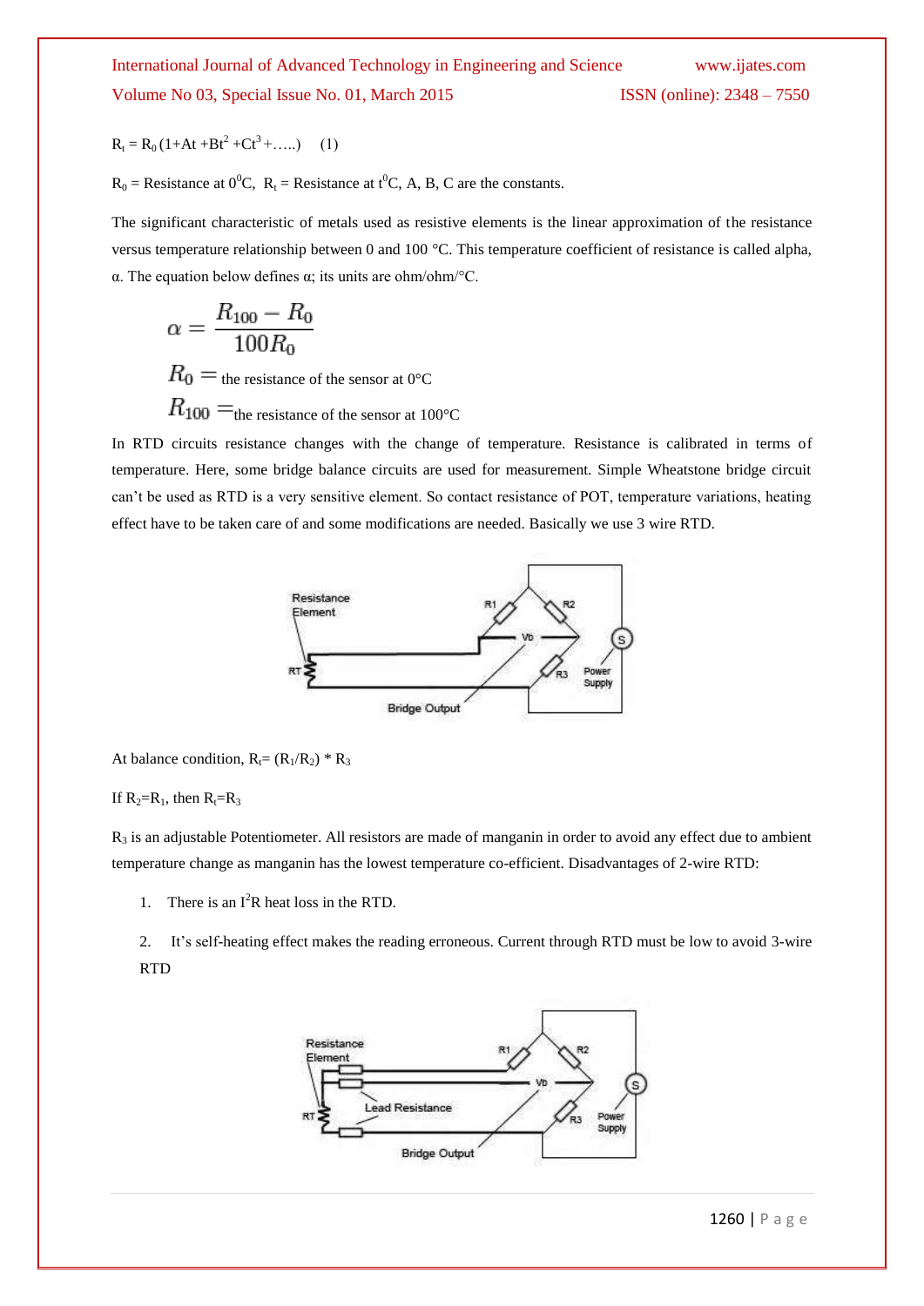$R_t = R_0 (1+At +Bt^2 +Ct^3 +…..)$ (1)

$R_0$ = Resistance at $0^0$C, $R_t$ = Resistance at $t^0$C, A, B, C are the constants.

The significant characteristic of metals used as resistive elements is the linear approximation of the resistance versus temperature relationship between 0 and 100 °C. This temperature coefficient of resistance is called alpha, α. The equation below defines α; its units are ohm/ohm/°C.

$$\alpha = \frac{R_{100} - R_0}{100 R_0}$$

$R_0 =$ the resistance of the sensor at 0°C

$R_{100} =$ the resistance of the sensor at 100°C

In RTD circuits resistance changes with the change of temperature. Resistance is calibrated in terms of temperature. Here, some bridge balance circuits are used for measurement. Simple Wheatstone bridge circuit can't be used as RTD is a very sensitive element. So contact resistance of POT, temperature variations, heating effect have to be taken care of and some modifications are needed. Basically we use 3 wire RTD.

At balance condition, $R_t = (R_1/R_2) * R_3$

If $R_2=R_1$, then $R_t=R_3$

$R_3$ is an adjustable Potentiometer. All resistors are made of manganin in order to avoid any effect due to ambient temperature change as manganin has the lowest temperature co-efficient. Disadvantages of 2-wire RTD:

1. There is an $I^2R$ heat loss in the RTD.
2. It's self-heating effect makes the reading erroneous. Current through RTD must be low to avoid 3-wire RTD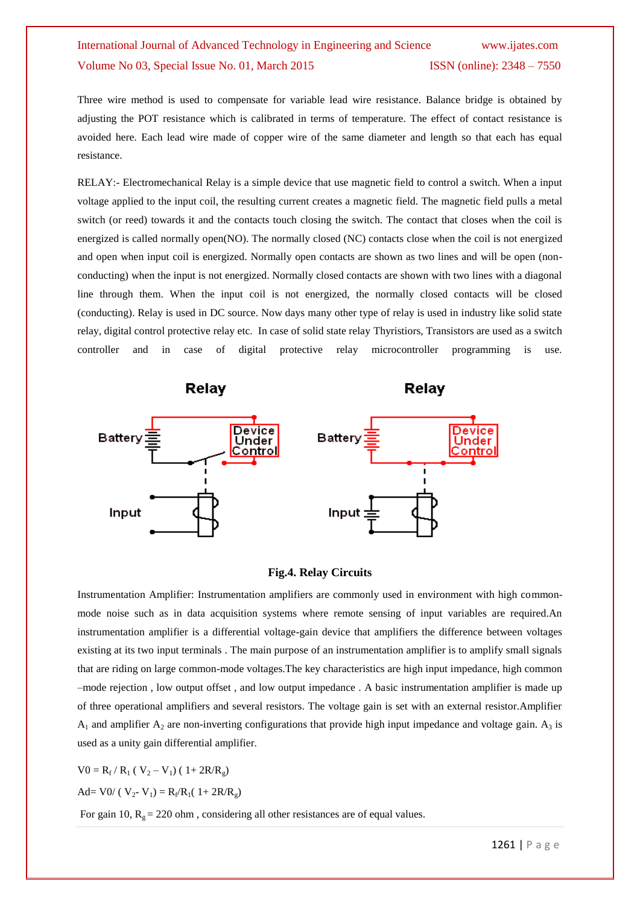Three wire method is used to compensate for variable lead wire resistance. Balance bridge is obtained by adjusting the POT resistance which is calibrated in terms of temperature. The effect of contact resistance is avoided here. Each lead wire made of copper wire of the same diameter and length so that each has equal resistance.

RELAY:- Electromechanical Relay is a simple device that use magnetic field to control a switch. When a input voltage applied to the input coil, the resulting current creates a magnetic field. The magnetic field pulls a metal switch (or reed) towards it and the contacts touch closing the switch. The contact that closes when the coil is energized is called normally open(NO). The normally closed (NC) contacts close when the coil is not energized and open when input coil is energized. Normally open contacts are shown as two lines and will be open (non-conducting) when the input is not energized. Normally closed contacts are shown with two lines with a diagonal line through them. When the input coil is not energized, the normally closed contacts will be closed (conducting). Relay is used in DC source. Now days many other type of relay is used in industry like solid state relay, digital control protective relay etc. In case of solid state relay Thyristiors, Transistors are used as a switch controller and in case of digital protective relay microcontroller programming is use.

**Fig.4. Relay Circuits**

Instrumentation Amplifier: Instrumentation amplifiers are commonly used in environment with high common-mode noise such as in data acquisition systems where remote sensing of input variables are required.An instrumentation amplifier is a differential voltage-gain device that amplifiers the difference between voltages existing at its two input terminals . The main purpose of an instrumentation amplifier is to amplify small signals that are riding on large common-mode voltages.The key characteristics are high input impedance, high common –mode rejection , low output offset , and low output impedance . A basic instrumentation amplifier is made up of three operational amplifiers and several resistors. The voltage gain is set with an external resistor.Amplifier $A_1$ and amplifier $A_2$ are non-inverting configurations that provide high input impedance and voltage gain. $A_3$ is used as a unity gain differential amplifier.

$V0 = R_f / R_1 ( V_2 – V_1) ( 1+ 2R/R_g)$

$Ad= V0/ ( V_2- V_1) = R_f/R_1( 1+ 2R/R_g)$

For gain 10, $R_g$ = 220 ohm , considering all other resistances are of equal values.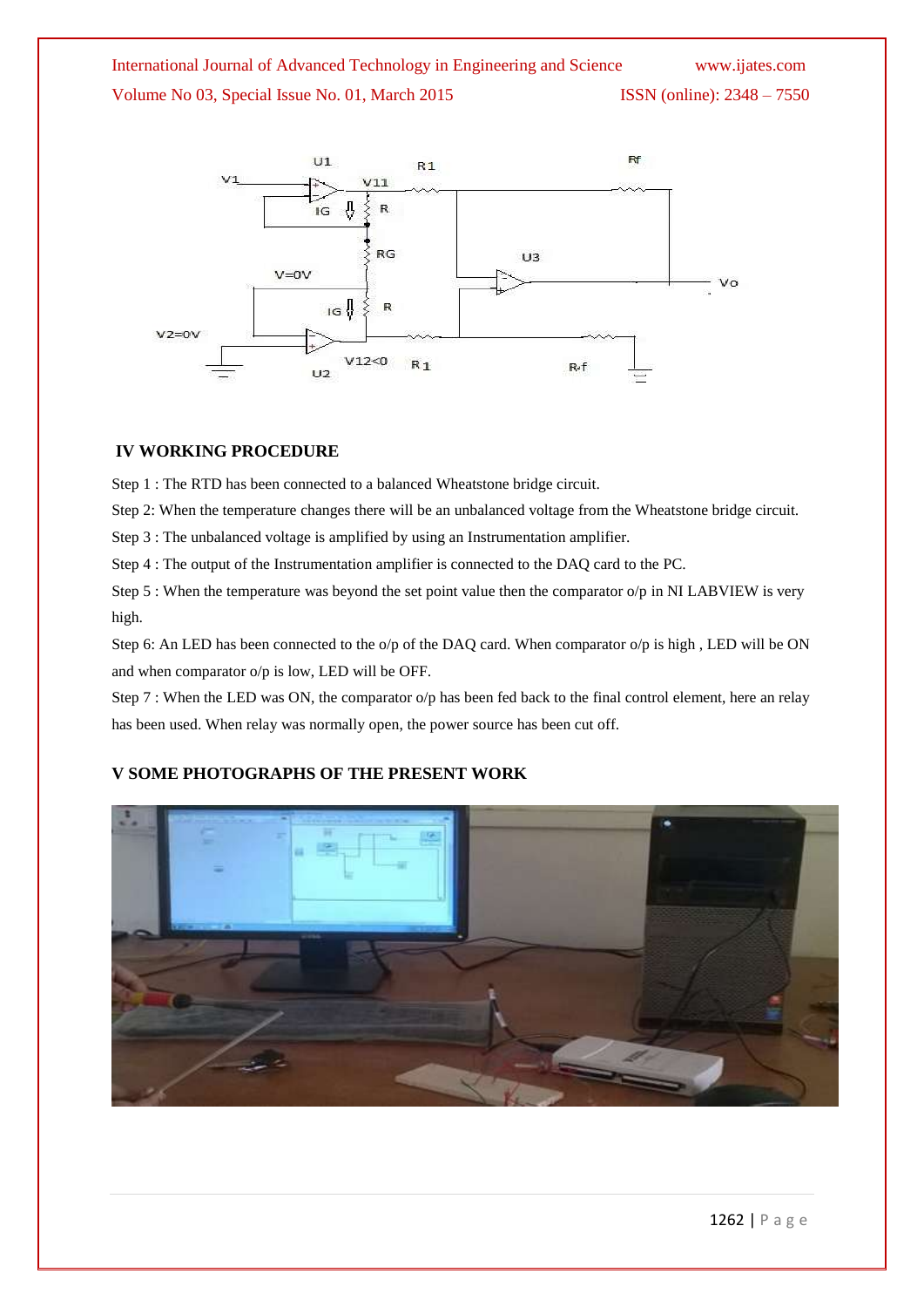## IV WORKING PROCEDURE

Step 1 : The RTD has been connected to a balanced Wheatstone bridge circuit.

Step 2: When the temperature changes there will be an unbalanced voltage from the Wheatstone bridge circuit.

Step 3 : The unbalanced voltage is amplified by using an Instrumentation amplifier.

Step 4 : The output of the Instrumentation amplifier is connected to the DAQ card to the PC.

Step 5 : When the temperature was beyond the set point value then the comparator o/p in NI LABVIEW is very high.

Step 6: An LED has been connected to the o/p of the DAQ card. When comparator o/p is high , LED will be ON and when comparator o/p is low, LED will be OFF.

Step 7 : When the LED was ON, the comparator o/p has been fed back to the final control element, here an relay has been used. When relay was normally open, the power source has been cut off.

## V SOME PHOTOGRAPHS OF THE PRESENT WORK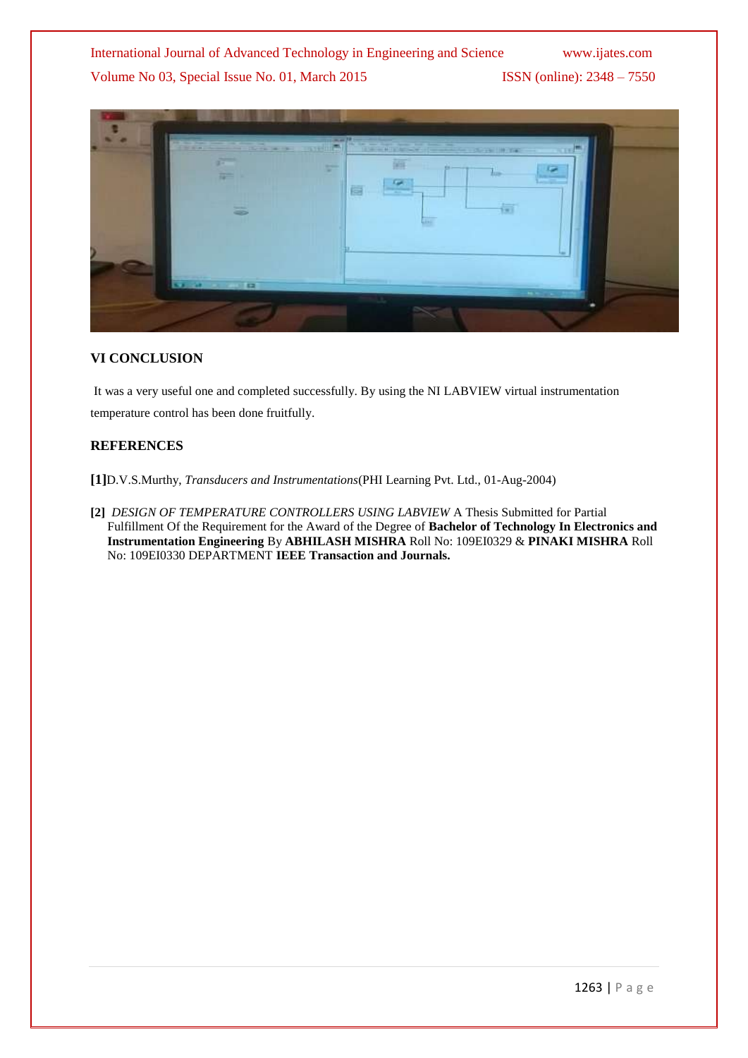## VI CONCLUSION

It was a very useful one and completed successfully. By using the NI LABVIEW virtual instrumentation temperature control has been done fruitfully.

## REFERENCES

**[1]** D.V.S.Murthy, *Transducers and Instrumentations* (PHI Learning Pvt. Ltd., 01-Aug-2004)

**[2]** *DESIGN OF TEMPERATURE CONTROLLERS USING LABVIEW* A Thesis Submitted for Partial Fulfillment Of the Requirement for the Award of the Degree of **Bachelor of Technology In Electronics and Instrumentation Engineering** By **ABHILASH MISHRA** Roll No: 109EI0329 & **PINAKI MISHRA** Roll No: 109EI0330 DEPARTMENT **IEEE Transaction and Journals.**